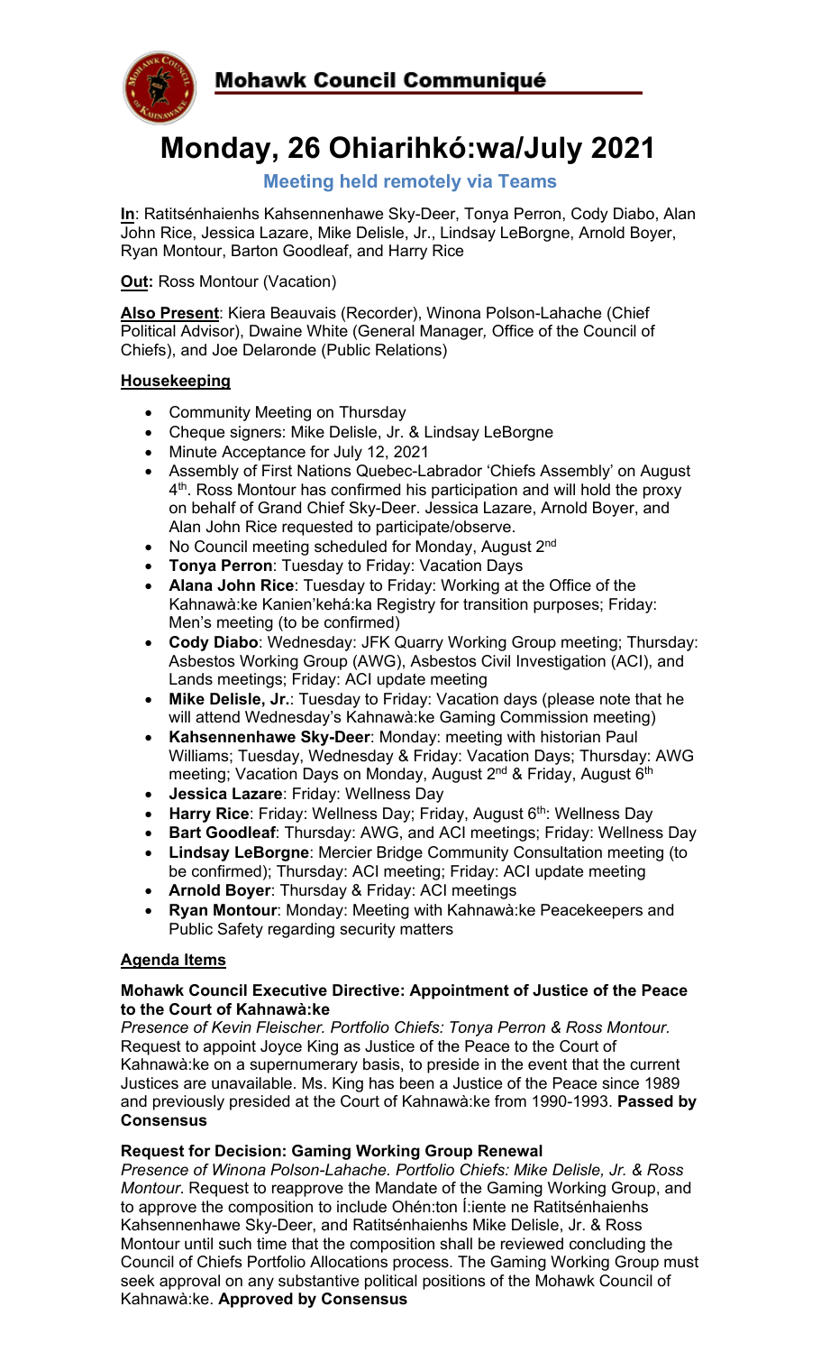# Mohawk Council Communiqué

# Monday, 26 Ohiarihkó:wa/July 2021

## Meeting held remotely via Teams

**In**: Ratitsénhaienhs Kahsennenhawe Sky-Deer, Tonya Perron, Cody Diabo, Alan John Rice, Jessica Lazare, Mike Delisle, Jr., Lindsay LeBorgne, Arnold Boyer, Ryan Montour, Barton Goodleaf, and Harry Rice

**Out:** Ross Montour (Vacation)

**Also Present**: Kiera Beauvais (Recorder), Winona Polson-Lahache (Chief Political Advisor), Dwaine White (General Manager*,* Office of the Council of Chiefs), and Joe Delaronde (Public Relations)

### Housekeeping

- Community Meeting on Thursday
- Cheque signers: Mike Delisle, Jr. & Lindsay LeBorgne
- Minute Acceptance for July 12, 2021
- Assembly of First Nations Quebec-Labrador 'Chiefs Assembly' on August 4th. Ross Montour has confirmed his participation and will hold the proxy on behalf of Grand Chief Sky-Deer. Jessica Lazare, Arnold Boyer, and Alan John Rice requested to participate/observe.
- No Council meeting scheduled for Monday, August 2nd
- **Tonya Perron**: Tuesday to Friday: Vacation Days
- **Alana John Rice**: Tuesday to Friday: Working at the Office of the Kahnawà:ke Kanien'kehá:ka Registry for transition purposes; Friday: Men's meeting (to be confirmed)
- **Cody Diabo**: Wednesday: JFK Quarry Working Group meeting; Thursday: Asbestos Working Group (AWG), Asbestos Civil Investigation (ACI), and Lands meetings; Friday: ACI update meeting
- **Mike Delisle, Jr.**: Tuesday to Friday: Vacation days (please note that he will attend Wednesday's Kahnawà:ke Gaming Commission meeting)
- **Kahsennenhawe Sky-Deer**: Monday: meeting with historian Paul Williams; Tuesday, Wednesday & Friday: Vacation Days; Thursday: AWG meeting; Vacation Days on Monday, August 2nd & Friday, August 6th
- **Jessica Lazare**: Friday: Wellness Day
- **Harry Rice**: Friday: Wellness Day; Friday, August 6th: Wellness Day
- **Bart Goodleaf**: Thursday: AWG, and ACI meetings; Friday: Wellness Day
- **Lindsay LeBorgne**: Mercier Bridge Community Consultation meeting (to be confirmed); Thursday: ACI meeting; Friday: ACI update meeting
- **Arnold Boyer**: Thursday & Friday: ACI meetings
- **Ryan Montour**: Monday: Meeting with Kahnawà:ke Peacekeepers and Public Safety regarding security matters

### Agenda Items

**Mohawk Council Executive Directive: Appointment of Justice of the Peace to the Court of Kahnawà:ke**

*Presence of Kevin Fleischer. Portfolio Chiefs: Tonya Perron & Ross Montour.* Request to appoint Joyce King as Justice of the Peace to the Court of Kahnawà:ke on a supernumerary basis, to preside in the event that the current Justices are unavailable. Ms. King has been a Justice of the Peace since 1989 and previously presided at the Court of Kahnawà:ke from 1990-1993. **Passed by Consensus**

**Request for Decision: Gaming Working Group Renewal**

*Presence of Winona Polson-Lahache. Portfolio Chiefs: Mike Delisle, Jr. & Ross Montour*. Request to reapprove the Mandate of the Gaming Working Group, and to approve the composition to include Ohén:ton Í:iente ne Ratitsénhaienhs Kahsennenhawe Sky-Deer, and Ratitsénhaienhs Mike Delisle, Jr. & Ross Montour until such time that the composition shall be reviewed concluding the Council of Chiefs Portfolio Allocations process. The Gaming Working Group must seek approval on any substantive political positions of the Mohawk Council of Kahnawà:ke. **Approved by Consensus**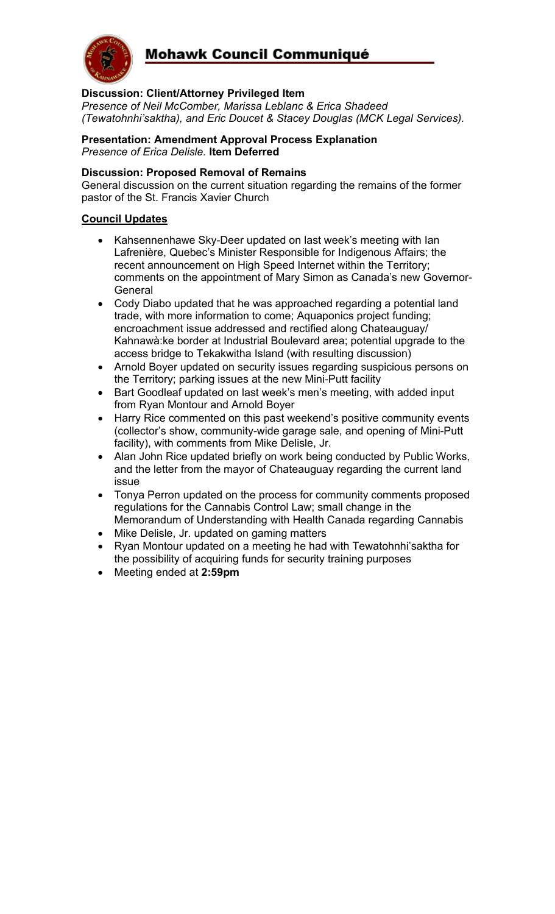# Mohawk Council Communiqué

**Discussion: Client/Attorney Privileged Item**
*Presence of Neil McComber, Marissa Leblanc & Erica Shadeed (Tewatohnhi'saktha), and Eric Doucet & Stacey Douglas (MCK Legal Services).*

**Presentation: Amendment Approval Process Explanation**
*Presence of Erica Delisle.* **Item Deferred**

**Discussion: Proposed Removal of Remains**
General discussion on the current situation regarding the remains of the former pastor of the St. Francis Xavier Church

**Council Updates**

- Kahsennenhawe Sky-Deer updated on last week's meeting with Ian Lafrenière, Quebec's Minister Responsible for Indigenous Affairs; the recent announcement on High Speed Internet within the Territory; comments on the appointment of Mary Simon as Canada's new Governor-General
- Cody Diabo updated that he was approached regarding a potential land trade, with more information to come; Aquaponics project funding; encroachment issue addressed and rectified along Chateauguay/ Kahnawà:ke border at Industrial Boulevard area; potential upgrade to the access bridge to Tekakwitha Island (with resulting discussion)
- Arnold Boyer updated on security issues regarding suspicious persons on the Territory; parking issues at the new Mini-Putt facility
- Bart Goodleaf updated on last week's men's meeting, with added input from Ryan Montour and Arnold Boyer
- Harry Rice commented on this past weekend's positive community events (collector's show, community-wide garage sale, and opening of Mini-Putt facility), with comments from Mike Delisle, Jr.
- Alan John Rice updated briefly on work being conducted by Public Works, and the letter from the mayor of Chateauguay regarding the current land issue
- Tonya Perron updated on the process for community comments proposed regulations for the Cannabis Control Law; small change in the Memorandum of Understanding with Health Canada regarding Cannabis
- Mike Delisle, Jr. updated on gaming matters
- Ryan Montour updated on a meeting he had with Tewatohnhi'saktha for the possibility of acquiring funds for security training purposes
- Meeting ended at **2:59pm**